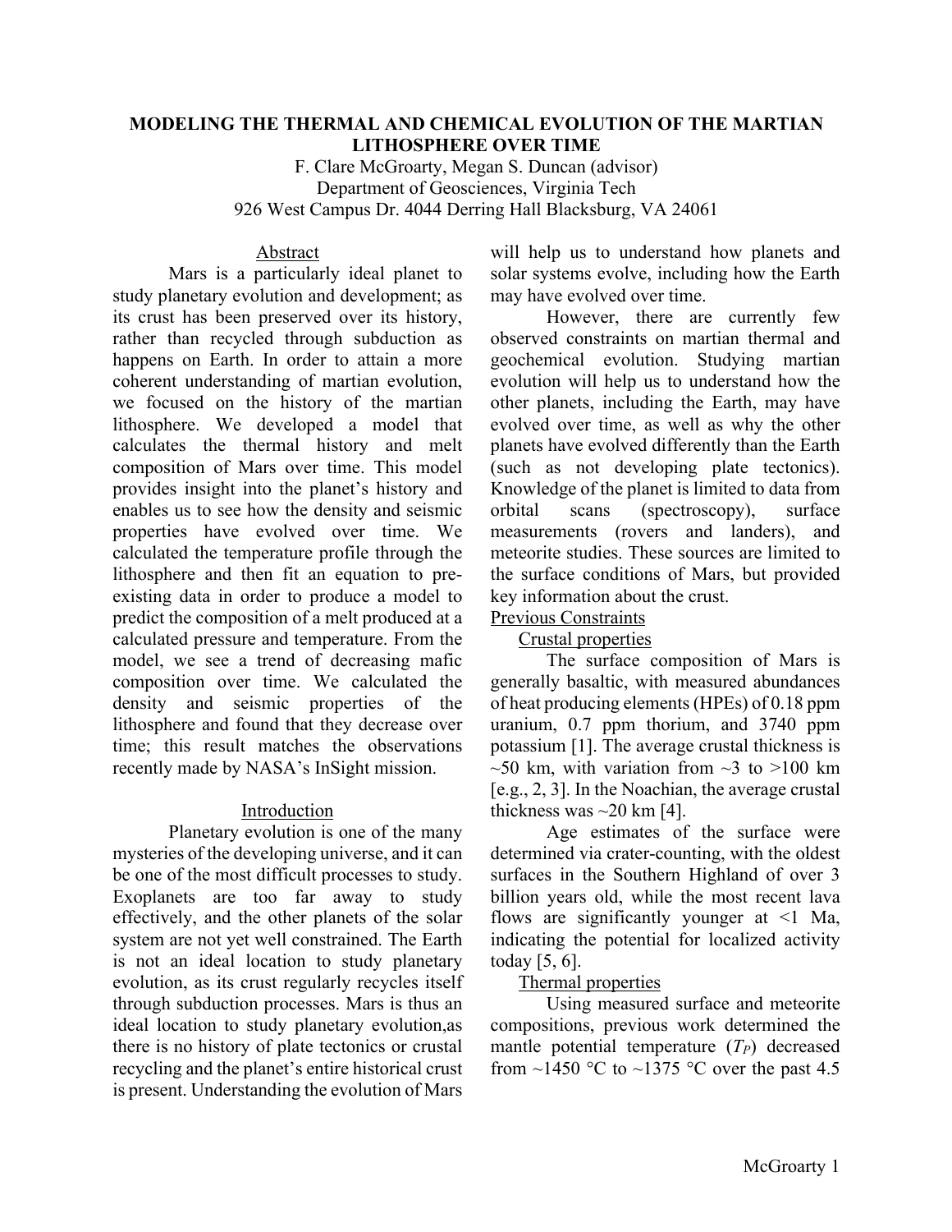# MODELING THE THERMAL AND CHEMICAL EVOLUTION OF THE MARTIAN LITHOSPHERE OVER TIME

F. Clare McGroarty, Megan S. Duncan (advisor)
Department of Geosciences, Virginia Tech
926 West Campus Dr. 4044 Derring Hall Blacksburg, VA 24061

## Abstract

Mars is a particularly ideal planet to study planetary evolution and development; as its crust has been preserved over its history, rather than recycled through subduction as happens on Earth. In order to attain a more coherent understanding of martian evolution, we focused on the history of the martian lithosphere. We developed a model that calculates the thermal history and melt composition of Mars over time. This model provides insight into the planet's history and enables us to see how the density and seismic properties have evolved over time. We calculated the temperature profile through the lithosphere and then fit an equation to pre-existing data in order to produce a model to predict the composition of a melt produced at a calculated pressure and temperature. From the model, we see a trend of decreasing mafic composition over time. We calculated the density and seismic properties of the lithosphere and found that they decrease over time; this result matches the observations recently made by NASA's InSight mission.

## Introduction

Planetary evolution is one of the many mysteries of the developing universe, and it can be one of the most difficult processes to study. Exoplanets are too far away to study effectively, and the other planets of the solar system are not yet well constrained. The Earth is not an ideal location to study planetary evolution, as its crust regularly recycles itself through subduction processes. Mars is thus an ideal location to study planetary evolution,as there is no history of plate tectonics or crustal recycling and the planet's entire historical crust is present. Understanding the evolution of Mars will help us to understand how planets and solar systems evolve, including how the Earth may have evolved over time.

However, there are currently few observed constraints on martian thermal and geochemical evolution. Studying martian evolution will help us to understand how the other planets, including the Earth, may have evolved over time, as well as why the other planets have evolved differently than the Earth (such as not developing plate tectonics). Knowledge of the planet is limited to data from orbital scans (spectroscopy), surface measurements (rovers and landers), and meteorite studies. These sources are limited to the surface conditions of Mars, but provided key information about the crust.

### Previous Constraints

#### Crustal properties

The surface composition of Mars is generally basaltic, with measured abundances of heat producing elements (HPEs) of 0.18 ppm uranium, 0.7 ppm thorium, and 3740 ppm potassium [1]. The average crustal thickness is ~50 km, with variation from ~3 to >100 km [e.g., 2, 3]. In the Noachian, the average crustal thickness was ~20 km [4].

Age estimates of the surface were determined via crater-counting, with the oldest surfaces in the Southern Highland of over 3 billion years old, while the most recent lava flows are significantly younger at <1 Ma, indicating the potential for localized activity today [5, 6].

#### Thermal properties

Using measured surface and meteorite compositions, previous work determined the mantle potential temperature ($T_P$) decreased from ~1450 °C to ~1375 °C over the past 4.5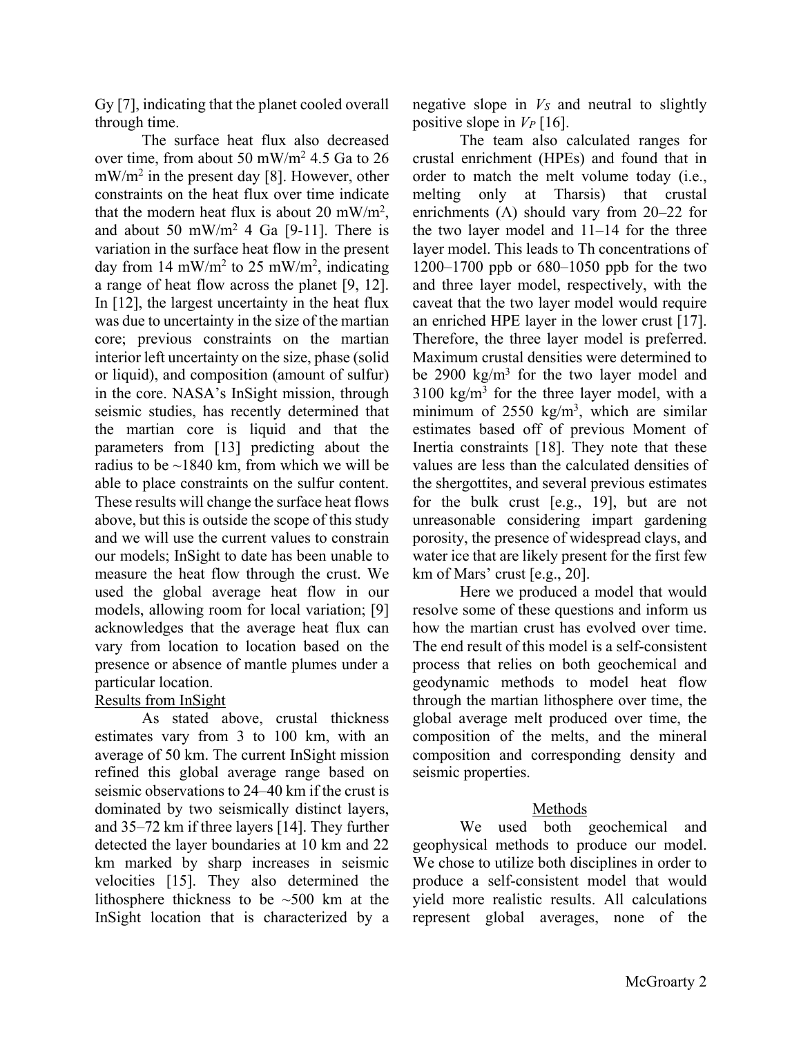Gy [7], indicating that the planet cooled overall through time.

The surface heat flux also decreased over time, from about 50 mW/m$^2$ 4.5 Ga to 26 mW/m$^2$ in the present day [8]. However, other constraints on the heat flux over time indicate that the modern heat flux is about 20 mW/m$^2$, and about 50 mW/m$^2$ 4 Ga [9-11]. There is variation in the surface heat flow in the present day from 14 mW/m$^2$ to 25 mW/m$^2$, indicating a range of heat flow across the planet [9, 12]. In [12], the largest uncertainty in the heat flux was due to uncertainty in the size of the martian core; previous constraints on the martian interior left uncertainty on the size, phase (solid or liquid), and composition (amount of sulfur) in the core. NASA's InSight mission, through seismic studies, has recently determined that the martian core is liquid and that the parameters from [13] predicting about the radius to be ~1840 km, from which we will be able to place constraints on the sulfur content. These results will change the surface heat flows above, but this is outside the scope of this study and we will use the current values to constrain our models; InSight to date has been unable to measure the heat flow through the crust. We used the global average heat flow in our models, allowing room for local variation; [9] acknowledges that the average heat flux can vary from location to location based on the presence or absence of mantle plumes under a particular location.

## Results from InSight

As stated above, crustal thickness estimates vary from 3 to 100 km, with an average of 50 km. The current InSight mission refined this global average range based on seismic observations to 24–40 km if the crust is dominated by two seismically distinct layers, and 35–72 km if three layers [14]. They further detected the layer boundaries at 10 km and 22 km marked by sharp increases in seismic velocities [15]. They also determined the lithosphere thickness to be ~500 km at the InSight location that is characterized by a negative slope in $V_S$ and neutral to slightly positive slope in $V_P$ [16].

The team also calculated ranges for crustal enrichment (HPEs) and found that in order to match the melt volume today (i.e., melting only at Tharsis) that crustal enrichments ($\Lambda$) should vary from 20–22 for the two layer model and 11–14 for the three layer model. This leads to Th concentrations of 1200–1700 ppb or 680–1050 ppb for the two and three layer model, respectively, with the caveat that the two layer model would require an enriched HPE layer in the lower crust [17]. Therefore, the three layer model is preferred. Maximum crustal densities were determined to be 2900 kg/m$^3$ for the two layer model and 3100 kg/m$^3$ for the three layer model, with a minimum of 2550 kg/m$^3$, which are similar estimates based off of previous Moment of Inertia constraints [18]. They note that these values are less than the calculated densities of the shergottites, and several previous estimates for the bulk crust [e.g., 19], but are not unreasonable considering impart gardening porosity, the presence of widespread clays, and water ice that are likely present for the first few km of Mars' crust [e.g., 20].

Here we produced a model that would resolve some of these questions and inform us how the martian crust has evolved over time. The end result of this model is a self-consistent process that relies on both geochemical and geodynamic methods to model heat flow through the martian lithosphere over time, the global average melt produced over time, the composition of the melts, and the mineral composition and corresponding density and seismic properties.

## Methods

We used both geochemical and geophysical methods to produce our model. We chose to utilize both disciplines in order to produce a self-consistent model that would yield more realistic results. All calculations represent global averages, none of the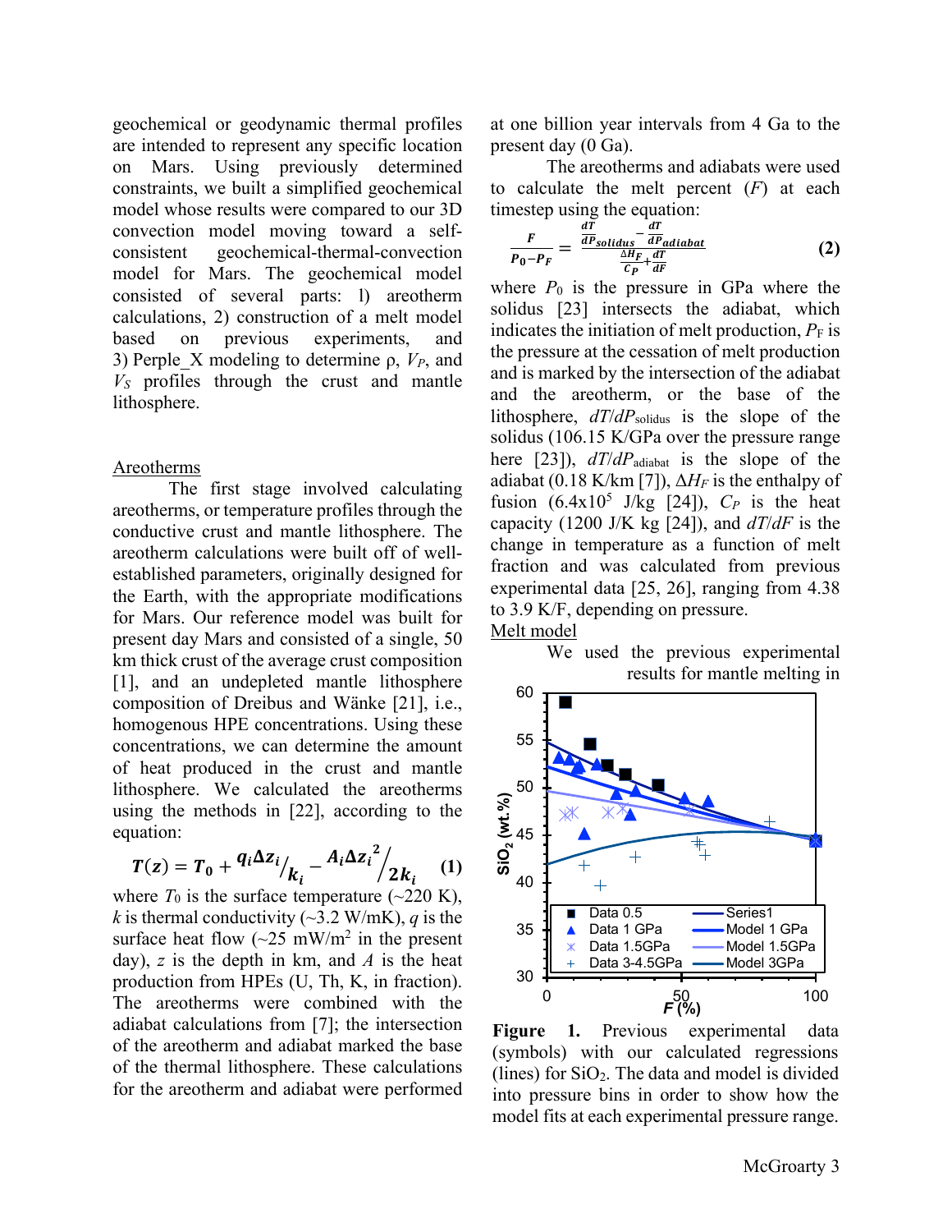geochemical or geodynamic thermal profiles are intended to represent any specific location on Mars. Using previously determined constraints, we built a simplified geochemical model whose results were compared to our 3D convection model moving toward a self-consistent geochemical-thermal-convection model for Mars. The geochemical model consisted of several parts: 1) areotherm calculations, 2) construction of a melt model based on previous experiments, and 3) Perple_X modeling to determine ρ, $V_P$, and $V_S$ profiles through the crust and mantle lithosphere.

## Areotherms

The first stage involved calculating areotherms, or temperature profiles through the conductive crust and mantle lithosphere. The areotherm calculations were built off of well-established parameters, originally designed for the Earth, with the appropriate modifications for Mars. Our reference model was built for present day Mars and consisted of a single, 50 km thick crust of the average crust composition [1], and an undepleted mantle lithosphere composition of Dreibus and Wänke [21], i.e., homogenous HPE concentrations. Using these concentrations, we can determine the amount of heat produced in the crust and mantle lithosphere. We calculated the areotherms using the methods in [22], according to the equation:

$$T(z) = T_0 + \frac{q_i \Delta z_i}{k_i} - \frac{A_i \Delta z_i^2}{2k_i} \quad (1)$$

where $T_0$ is the surface temperature (~220 K), $k$ is thermal conductivity (~3.2 W/mK), $q$ is the surface heat flow (~25 mW/m$^2$ in the present day), $z$ is the depth in km, and $A$ is the heat production from HPEs (U, Th, K, in fraction). The areotherms were combined with the adiabat calculations from [7]; the intersection of the areotherm and adiabat marked the base of the thermal lithosphere. These calculations for the areotherm and adiabat were performed at one billion year intervals from 4 Ga to the present day (0 Ga).

The areotherms and adiabats were used to calculate the melt percent ($F$) at each timestep using the equation:

$$\frac{F}{P_0 - P_F} = \frac{\frac{dT}{dP}_{solidus} - \frac{dT}{dP}_{adiabat}}{\frac{\Delta H_F}{C_P} + \frac{dT}{dF}} \quad (2)$$

where $P_0$ is the pressure in GPa where the solidus [23] intersects the adiabat, which indicates the initiation of melt production, $P_F$ is the pressure at the cessation of melt production and is marked by the intersection of the adiabat and the areotherm, or the base of the lithosphere, $dT/dP_{solidus}$ is the slope of the solidus (106.15 K/GPa over the pressure range here [23]), $dT/dP_{adiabat}$ is the slope of the adiabat (0.18 K/km [7]), $\Delta H_F$ is the enthalpy of fusion (6.4x10$^5$ J/kg [24]), $C_P$ is the heat capacity (1200 J/K kg [24]), and $dT/dF$ is the change in temperature as a function of melt fraction and was calculated from previous experimental data [25, 26], ranging from 4.38 to 3.9 K/F, depending on pressure.

## Melt model

We used the previous experimental results for mantle melting in

**Figure 1.** Previous experimental data (symbols) with our calculated regressions (lines) for $SiO_2$. The data and model is divided into pressure bins in order to show how the model fits at each experimental pressure range.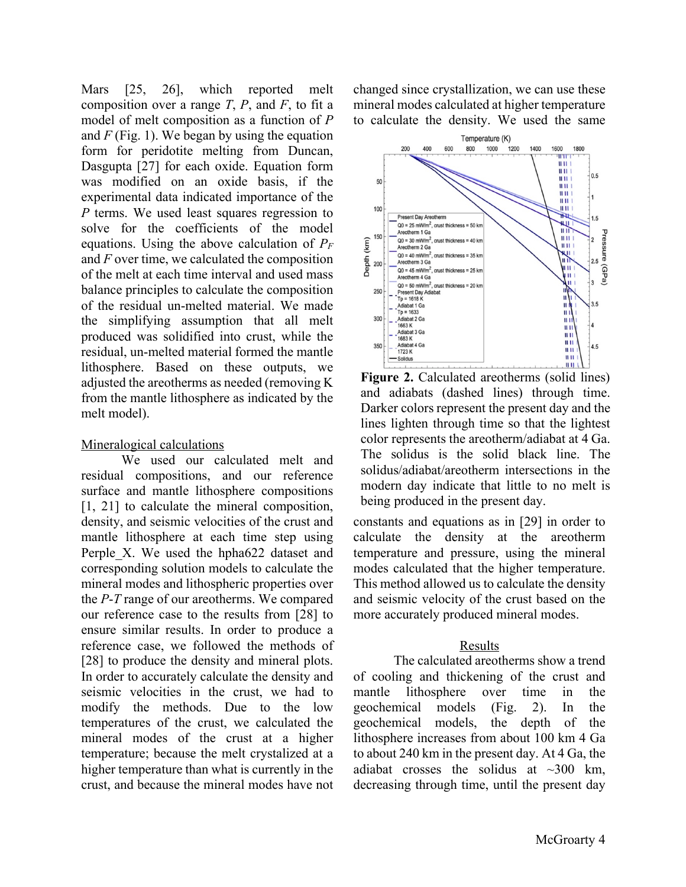Mars [25, 26], which reported melt composition over a range $T$, $P$, and $F$, to fit a model of melt composition as a function of $P$ and $F$ (Fig. 1). We began by using the equation form for peridotite melting from Duncan, Dasgupta [27] for each oxide. Equation form was modified on an oxide basis, if the experimental data indicated importance of the $P$ terms. We used least squares regression to solve for the coefficients of the model equations. Using the above calculation of $P_F$ and $F$ over time, we calculated the composition of the melt at each time interval and used mass balance principles to calculate the composition of the residual un-melted material. We made the simplifying assumption that all melt produced was solidified into crust, while the residual, un-melted material formed the mantle lithosphere. Based on these outputs, we adjusted the areotherms as needed (removing K from the mantle lithosphere as indicated by the melt model).

Mineralogical calculations

We used our calculated melt and residual compositions, and our reference surface and mantle lithosphere compositions [1, 21] to calculate the mineral composition, density, and seismic velocities of the crust and mantle lithosphere at each time step using Perple_X. We used the hpha622 dataset and corresponding solution models to calculate the mineral modes and lithospheric properties over the $P$-$T$ range of our areotherms. We compared our reference case to the results from [28] to ensure similar results. In order to produce a reference case, we followed the methods of [28] to produce the density and mineral plots. In order to accurately calculate the density and seismic velocities in the crust, we had to modify the methods. Due to the low temperatures of the crust, we calculated the mineral modes of the crust at a higher temperature; because the melt crystalized at a higher temperature than what is currently in the crust, and because the mineral modes have not changed since crystallization, we can use these mineral modes calculated at higher temperature to calculate the density. We used the same constants and equations as in [29] in order to calculate the density at the areotherm temperature and pressure, using the mineral modes calculated that the higher temperature. This method allowed us to calculate the density and seismic velocity of the crust based on the more accurately produced mineral modes.

**Figure 2.** Calculated areotherms (solid lines) and adiabats (dashed lines) through time. Darker colors represent the present day and the lines lighten through time so that the lightest color represents the areotherm/adiabat at 4 Ga. The solidus is the solid black line. The solidus/adiabat/areotherm intersections in the modern day indicate that little to no melt is being produced in the present day.

## Results

The calculated areotherms show a trend of cooling and thickening of the crust and mantle lithosphere over time in the geochemical models (Fig. 2). In the geochemical models, the depth of the lithosphere increases from about 100 km 4 Ga to about 240 km in the present day. At 4 Ga, the adiabat crosses the solidus at ~300 km, decreasing through time, until the present day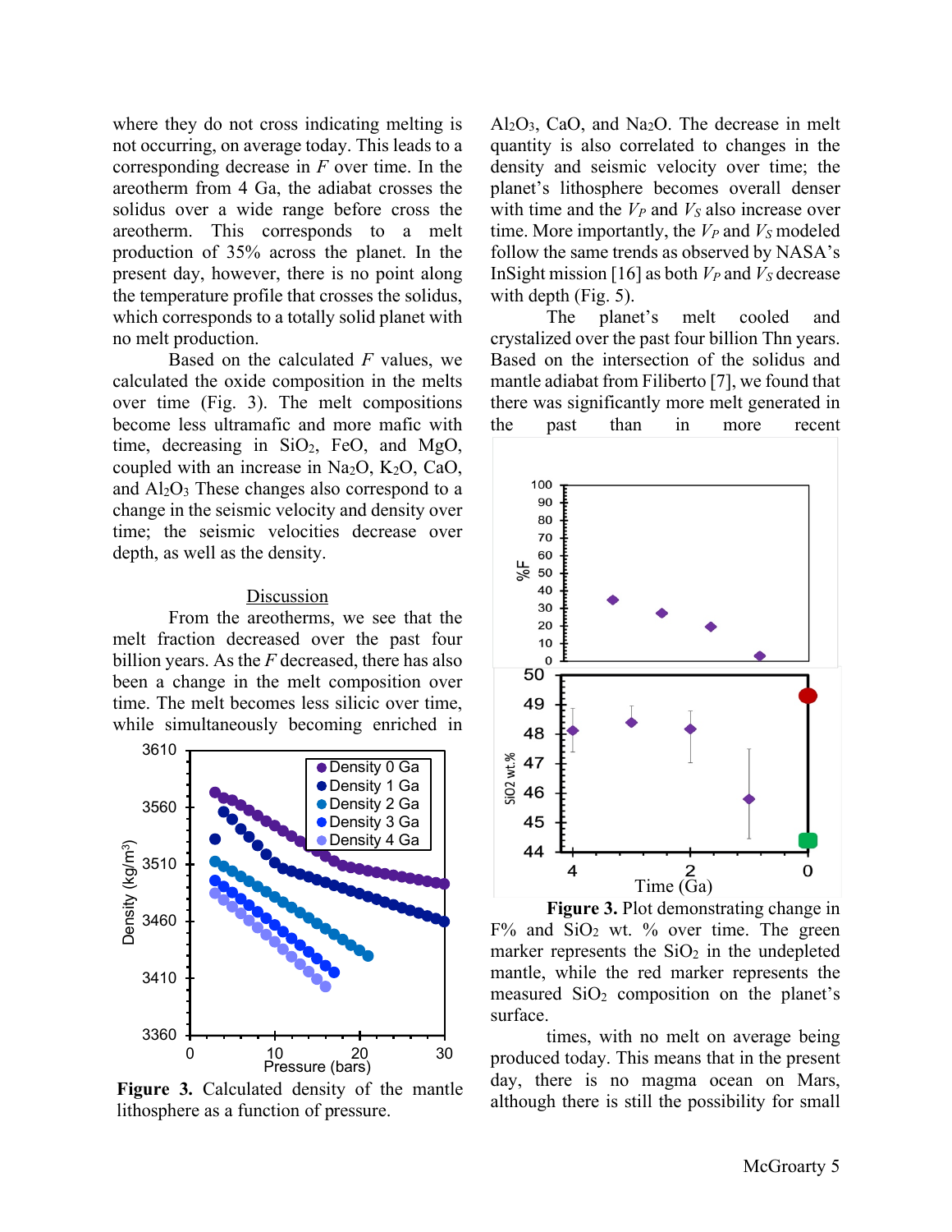where they do not cross indicating melting is not occurring, on average today. This leads to a corresponding decrease in *F* over time. In the areotherm from 4 Ga, the adiabat crosses the solidus over a wide range before cross the areotherm. This corresponds to a melt production of 35% across the planet. In the present day, however, there is no point along the temperature profile that crosses the solidus, which corresponds to a totally solid planet with no melt production.

Based on the calculated *F* values, we calculated the oxide composition in the melts over time (Fig. 3). The melt compositions become less ultramafic and more mafic with time, decreasing in $SiO_2$, FeO, and MgO, coupled with an increase in $Na_2O$, $K_2O$, CaO, and $Al_2O_3$ These changes also correspond to a change in the seismic velocity and density over time; the seismic velocities decrease over depth, as well as the density.

## Discussion

From the areotherms, we see that the melt fraction decreased over the past four billion years. As the *F* decreased, there has also been a change in the melt composition over time. The melt becomes less silicic over time, while simultaneously becoming enriched in $Al_2O_3$, CaO, and $Na_2O$. The decrease in melt quantity is also correlated to changes in the density and seismic velocity over time; the planet's lithosphere becomes overall denser with time and the $V_P$ and $V_S$ also increase over time. More importantly, the $V_P$ and $V_S$ modeled follow the same trends as observed by NASA's InSight mission [16] as both $V_P$ and $V_S$ decrease with depth (Fig. 5).

**Figure 3.** Calculated density of the mantle lithosphere as a function of pressure.

The planet's melt cooled and crystalized over the past four billion Thn years. Based on the intersection of the solidus and mantle adiabat from Filiberto [7], we found that there was significantly more melt generated in the past than in more recent times, with no melt on average being produced today. This means that in the present day, there is no magma ocean on Mars, although there is still the possibility for small

**Figure 3.** Plot demonstrating change in F% and $SiO_2$ wt. % over time. The green marker represents the $SiO_2$ in the undepleted mantle, while the red marker represents the measured $SiO_2$ composition on the planet's surface.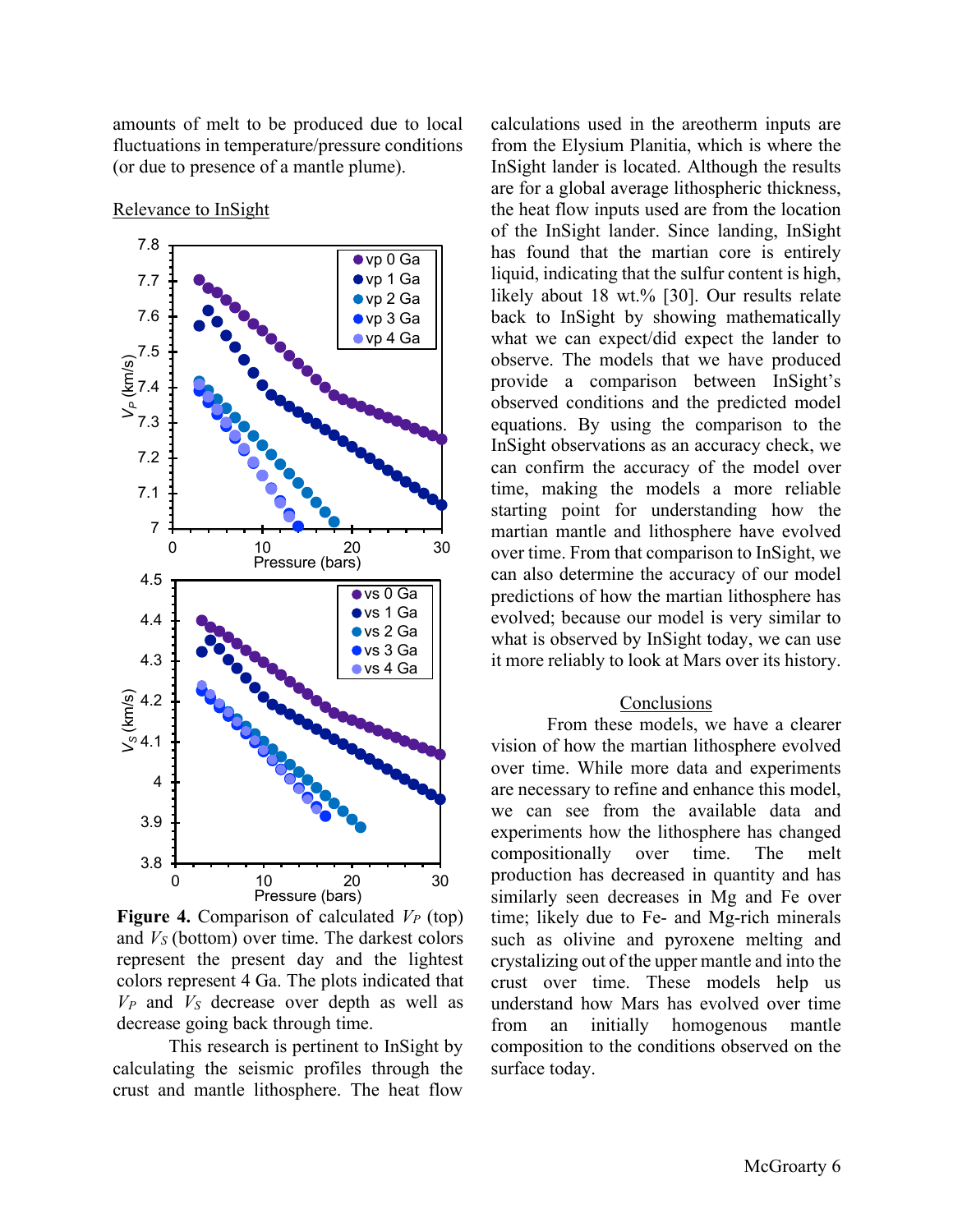amounts of melt to be produced due to local fluctuations in temperature/pressure conditions (or due to presence of a mantle plume).

Relevance to InSight

**Figure 4.** Comparison of calculated $V_P$ (top) and $V_S$ (bottom) over time. The darkest colors represent the present day and the lightest colors represent 4 Ga. The plots indicated that $V_P$ and $V_S$ decrease over depth as well as decrease going back through time.

This research is pertinent to InSight by calculating the seismic profiles through the crust and mantle lithosphere. The heat flow calculations used in the areotherm inputs are from the Elysium Planitia, which is where the InSight lander is located. Although the results are for a global average lithospheric thickness, the heat flow inputs used are from the location of the InSight lander. Since landing, InSight has found that the martian core is entirely liquid, indicating that the sulfur content is high, likely about 18 wt.% [30]. Our results relate back to InSight by showing mathematically what we can expect/did expect the lander to observe. The models that we have produced provide a comparison between InSight's observed conditions and the predicted model equations. By using the comparison to the InSight observations as an accuracy check, we can confirm the accuracy of the model over time, making the models a more reliable starting point for understanding how the martian mantle and lithosphere have evolved over time. From that comparison to InSight, we can also determine the accuracy of our model predictions of how the martian lithosphere has evolved; because our model is very similar to what is observed by InSight today, we can use it more reliably to look at Mars over its history.

## Conclusions

From these models, we have a clearer vision of how the martian lithosphere evolved over time. While more data and experiments are necessary to refine and enhance this model, we can see from the available data and experiments how the lithosphere has changed compositionally over time. The melt production has decreased in quantity and has similarly seen decreases in Mg and Fe over time; likely due to Fe- and Mg-rich minerals such as olivine and pyroxene melting and crystalizing out of the upper mantle and into the crust over time. These models help us understand how Mars has evolved over time from an initially homogenous mantle composition to the conditions observed on the surface today.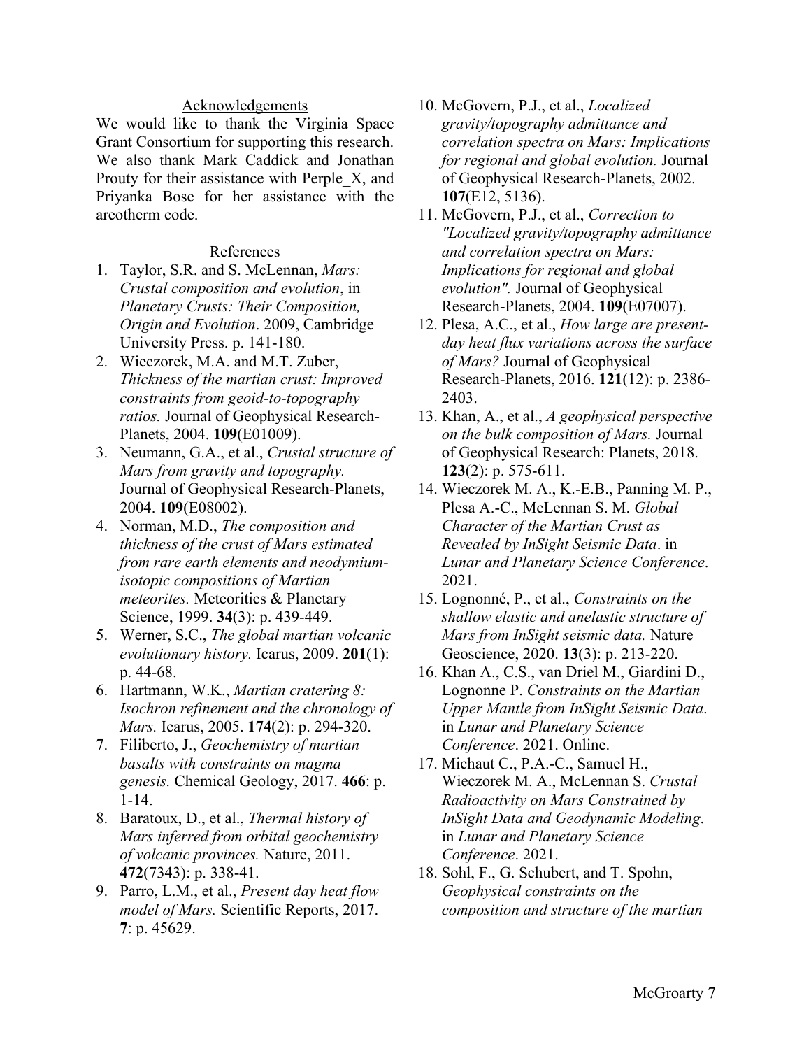## Acknowledgements

We would like to thank the Virginia Space Grant Consortium for supporting this research. We also thank Mark Caddick and Jonathan Prouty for their assistance with Perple_X, and Priyanka Bose for her assistance with the areotherm code.

## References

1. Taylor, S.R. and S. McLennan, *Mars: Crustal composition and evolution*, in *Planetary Crusts: Their Composition, Origin and Evolution*. 2009, Cambridge University Press. p. 141-180.
2. Wieczorek, M.A. and M.T. Zuber, *Thickness of the martian crust: Improved constraints from geoid-to-topography ratios.* Journal of Geophysical Research-Planets, 2004. **109**(E01009).
3. Neumann, G.A., et al., *Crustal structure of Mars from gravity and topography.* Journal of Geophysical Research-Planets, 2004. **109**(E08002).
4. Norman, M.D., *The composition and thickness of the crust of Mars estimated from rare earth elements and neodymium-isotopic compositions of Martian meteorites.* Meteoritics & Planetary Science, 1999. **34**(3): p. 439-449.
5. Werner, S.C., *The global martian volcanic evolutionary history.* Icarus, 2009. **201**(1): p. 44-68.
6. Hartmann, W.K., *Martian cratering 8: Isochron refinement and the chronology of Mars.* Icarus, 2005. **174**(2): p. 294-320.
7. Filiberto, J., *Geochemistry of martian basalts with constraints on magma genesis.* Chemical Geology, 2017. **466**: p. 1-14.
8. Baratoux, D., et al., *Thermal history of Mars inferred from orbital geochemistry of volcanic provinces.* Nature, 2011. **472**(7343): p. 338-41.
9. Parro, L.M., et al., *Present day heat flow model of Mars.* Scientific Reports, 2017. **7**: p. 45629.
10. McGovern, P.J., et al., *Localized gravity/topography admittance and correlation spectra on Mars: Implications for regional and global evolution.* Journal of Geophysical Research-Planets, 2002. **107**(E12, 5136).
11. McGovern, P.J., et al., *Correction to "Localized gravity/topography admittance and correlation spectra on Mars: Implications for regional and global evolution".* Journal of Geophysical Research-Planets, 2004. **109**(E07007).
12. Plesa, A.C., et al., *How large are present-day heat flux variations across the surface of Mars?* Journal of Geophysical Research-Planets, 2016. **121**(12): p. 2386-2403.
13. Khan, A., et al., *A geophysical perspective on the bulk composition of Mars.* Journal of Geophysical Research: Planets, 2018. **123**(2): p. 575-611.
14. Wieczorek M. A., K.-E.B., Panning M. P., Plesa A.-C., McLennan S. M. *Global Character of the Martian Crust as Revealed by InSight Seismic Data*. in *Lunar and Planetary Science Conference*. 2021.
15. Lognonné, P., et al., *Constraints on the shallow elastic and anelastic structure of Mars from InSight seismic data.* Nature Geoscience, 2020. **13**(3): p. 213-220.
16. Khan A., C.S., van Driel M., Giardini D., Lognonne P. *Constraints on the Martian Upper Mantle from InSight Seismic Data*. in *Lunar and Planetary Science Conference*. 2021. Online.
17. Michaut C., P.A.-C., Samuel H., Wieczorek M. A., McLennan S. *Crustal Radioactivity on Mars Constrained by InSight Data and Geodynamic Modeling*. in *Lunar and Planetary Science Conference*. 2021.
18. Sohl, F., G. Schubert, and T. Spohn, *Geophysical constraints on the composition and structure of the martian*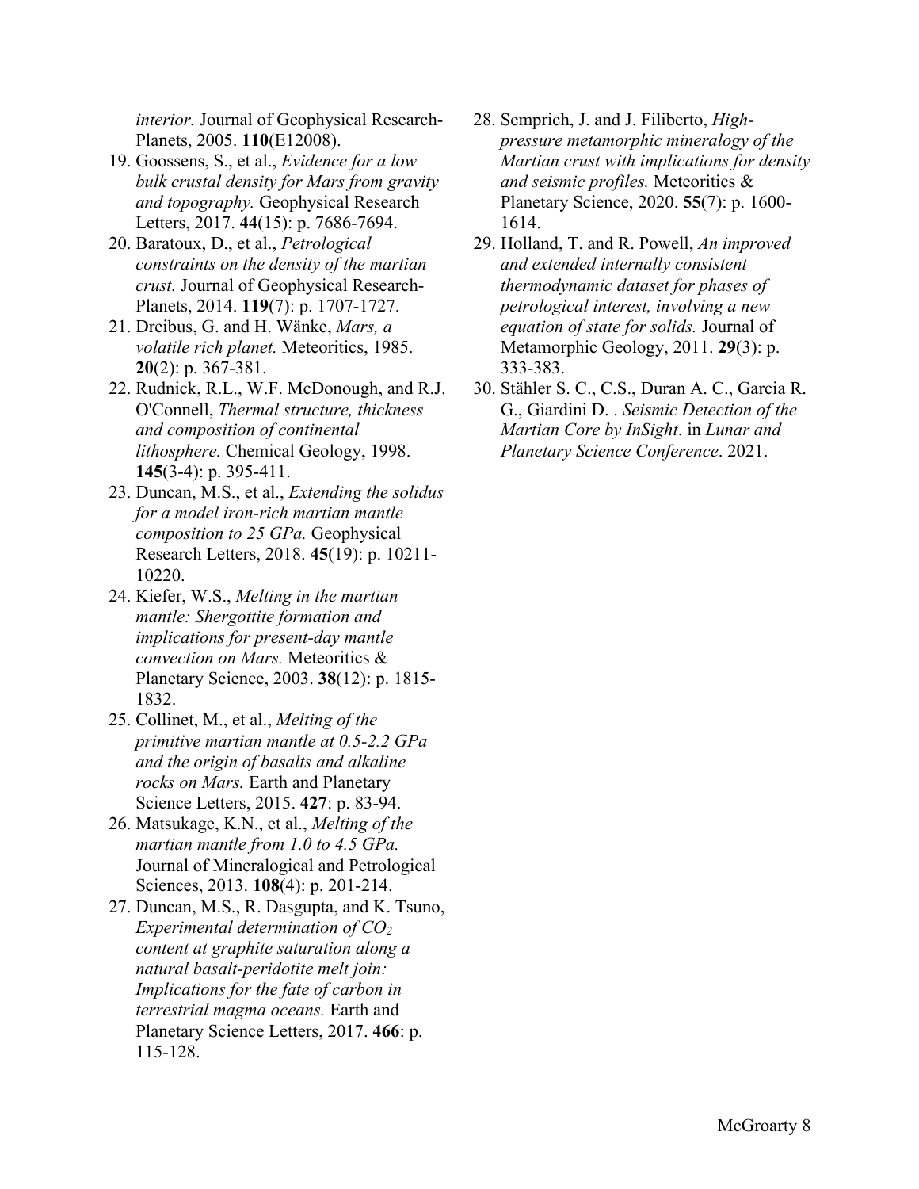*interior.* Journal of Geophysical Research-Planets, 2005. **110**(E12008).

19. Goossens, S., et al., *Evidence for a low bulk crustal density for Mars from gravity and topography.* Geophysical Research Letters, 2017. **44**(15): p. 7686-7694.
20. Baratoux, D., et al., *Petrological constraints on the density of the martian crust.* Journal of Geophysical Research-Planets, 2014. **119**(7): p. 1707-1727.
21. Dreibus, G. and H. Wänke, *Mars, a volatile rich planet.* Meteoritics, 1985. **20**(2): p. 367-381.
22. Rudnick, R.L., W.F. McDonough, and R.J. O'Connell, *Thermal structure, thickness and composition of continental lithosphere.* Chemical Geology, 1998. **145**(3-4): p. 395-411.
23. Duncan, M.S., et al., *Extending the solidus for a model iron-rich martian mantle composition to 25 GPa.* Geophysical Research Letters, 2018. **45**(19): p. 10211-10220.
24. Kiefer, W.S., *Melting in the martian mantle: Shergottite formation and implications for present-day mantle convection on Mars.* Meteoritics & Planetary Science, 2003. **38**(12): p. 1815-1832.
25. Collinet, M., et al., *Melting of the primitive martian mantle at 0.5-2.2 GPa and the origin of basalts and alkaline rocks on Mars.* Earth and Planetary Science Letters, 2015. **427**: p. 83-94.
26. Matsukage, K.N., et al., *Melting of the martian mantle from 1.0 to 4.5 GPa.* Journal of Mineralogical and Petrological Sciences, 2013. **108**(4): p. 201-214.
27. Duncan, M.S., R. Dasgupta, and K. Tsuno, *Experimental determination of $CO_2$ content at graphite saturation along a natural basalt-peridotite melt join: Implications for the fate of carbon in terrestrial magma oceans.* Earth and Planetary Science Letters, 2017. **466**: p. 115-128.
28. Semprich, J. and J. Filiberto, *High-pressure metamorphic mineralogy of the Martian crust with implications for density and seismic profiles.* Meteoritics & Planetary Science, 2020. **55**(7): p. 1600-1614.
29. Holland, T. and R. Powell, *An improved and extended internally consistent thermodynamic dataset for phases of petrological interest, involving a new equation of state for solids.* Journal of Metamorphic Geology, 2011. **29**(3): p. 333-383.
30. Stähler S. C., C.S., Duran A. C., Garcia R. G., Giardini D. . *Seismic Detection of the Martian Core by InSight*. in *Lunar and Planetary Science Conference*. 2021.